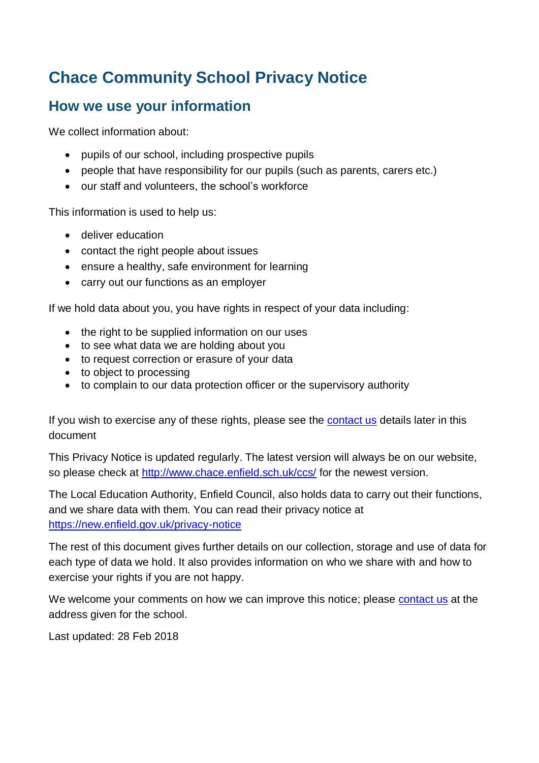# Chace Community School Privacy Notice

## How we use your information

We collect information about:

- pupils of our school, including prospective pupils
- people that have responsibility for our pupils (such as parents, carers etc.)
- our staff and volunteers, the school's workforce

This information is used to help us:

- deliver education
- contact the right people about issues
- ensure a healthy, safe environment for learning
- carry out our functions as an employer

If we hold data about you, you have rights in respect of your data including:

- the right to be supplied information on our uses
- to see what data we are holding about you
- to request correction or erasure of your data
- to object to processing
- to complain to our data protection officer or the supervisory authority

If you wish to exercise any of these rights, please see the contact us details later in this document

This Privacy Notice is updated regularly. The latest version will always be on our website, so please check at http://www.chace.enfield.sch.uk/ccs/ for the newest version.

The Local Education Authority, Enfield Council, also holds data to carry out their functions, and we share data with them. You can read their privacy notice at https://new.enfield.gov.uk/privacy-notice

The rest of this document gives further details on our collection, storage and use of data for each type of data we hold. It also provides information on who we share with and how to exercise your rights if you are not happy.

We welcome your comments on how we can improve this notice; please contact us at the address given for the school.

Last updated: 28 Feb 2018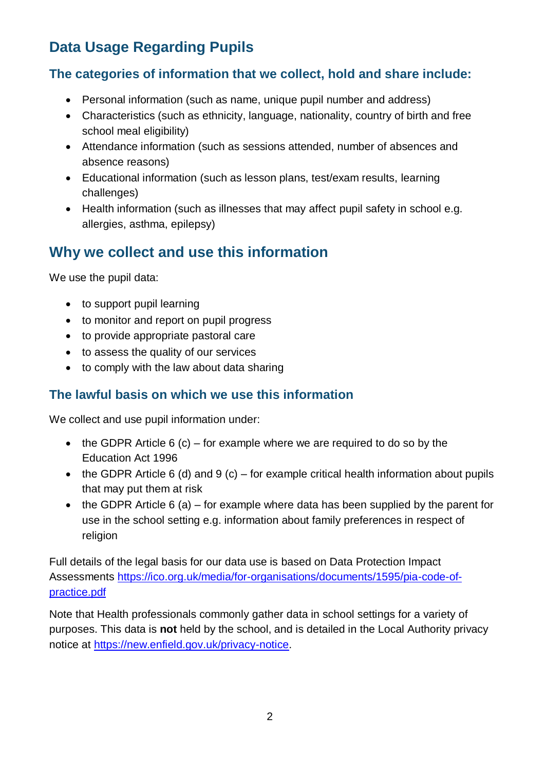## Data Usage Regarding Pupils

### The categories of information that we collect, hold and share include:

- Personal information (such as name, unique pupil number and address)
- Characteristics (such as ethnicity, language, nationality, country of birth and free school meal eligibility)
- Attendance information (such as sessions attended, number of absences and absence reasons)
- Educational information (such as lesson plans, test/exam results, learning challenges)
- Health information (such as illnesses that may affect pupil safety in school e.g. allergies, asthma, epilepsy)

## Why we collect and use this information

We use the pupil data:

- to support pupil learning
- to monitor and report on pupil progress
- to provide appropriate pastoral care
- to assess the quality of our services
- to comply with the law about data sharing

### The lawful basis on which we use this information

We collect and use pupil information under:

- the GDPR Article 6 (c) – for example where we are required to do so by the Education Act 1996
- the GDPR Article 6 (d) and 9 (c) – for example critical health information about pupils that may put them at risk
- the GDPR Article 6 (a) – for example where data has been supplied by the parent for use in the school setting e.g. information about family preferences in respect of religion

Full details of the legal basis for our data use is based on Data Protection Impact Assessments [https://ico.org.uk/media/for-organisations/documents/1595/pia-code-of-practice.pdf](https://ico.org.uk/media/for-organisations/documents/1595/pia-code-of-practice.pdf)

Note that Health professionals commonly gather data in school settings for a variety of purposes. This data is **not** held by the school, and is detailed in the Local Authority privacy notice at [https://new.enfield.gov.uk/privacy-notice](https://new.enfield.gov.uk/privacy-notice).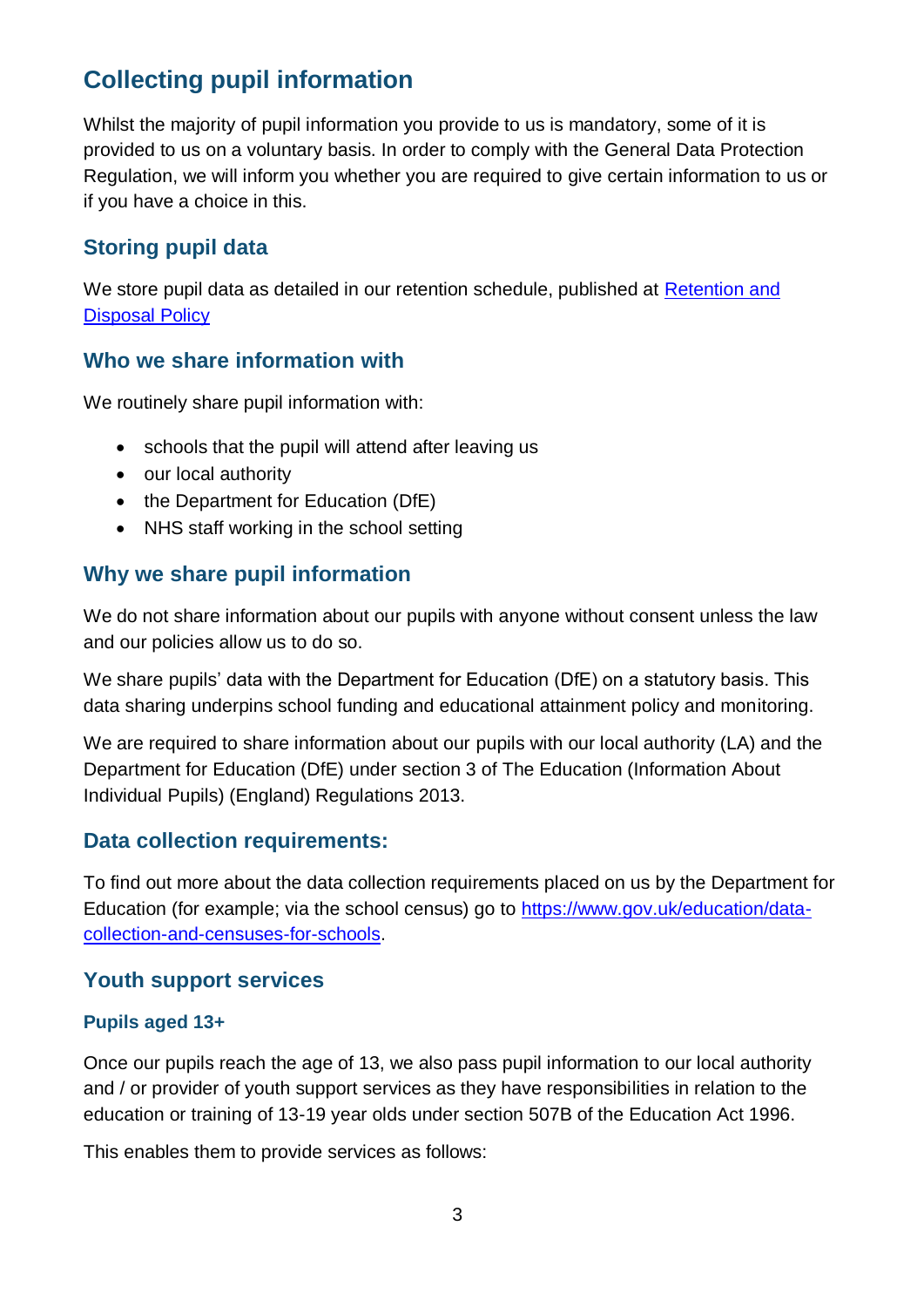## Collecting pupil information

Whilst the majority of pupil information you provide to us is mandatory, some of it is provided to us on a voluntary basis. In order to comply with the General Data Protection Regulation, we will inform you whether you are required to give certain information to us or if you have a choice in this.

### Storing pupil data

We store pupil data as detailed in our retention schedule, published at [Retention and Disposal Policy]()

### Who we share information with

We routinely share pupil information with:

- schools that the pupil will attend after leaving us
- our local authority
- the Department for Education (DfE)
- NHS staff working in the school setting

### Why we share pupil information

We do not share information about our pupils with anyone without consent unless the law and our policies allow us to do so.

We share pupils' data with the Department for Education (DfE) on a statutory basis. This data sharing underpins school funding and educational attainment policy and monitoring.

We are required to share information about our pupils with our local authority (LA) and the Department for Education (DfE) under section 3 of The Education (Information About Individual Pupils) (England) Regulations 2013.

### Data collection requirements:

To find out more about the data collection requirements placed on us by the Department for Education (for example; via the school census) go to [https://www.gov.uk/education/data-collection-and-censuses-for-schools](https://www.gov.uk/education/data-collection-and-censuses-for-schools).

### Youth support services

#### Pupils aged 13+

Once our pupils reach the age of 13, we also pass pupil information to our local authority and / or provider of youth support services as they have responsibilities in relation to the education or training of 13-19 year olds under section 507B of the Education Act 1996.

This enables them to provide services as follows: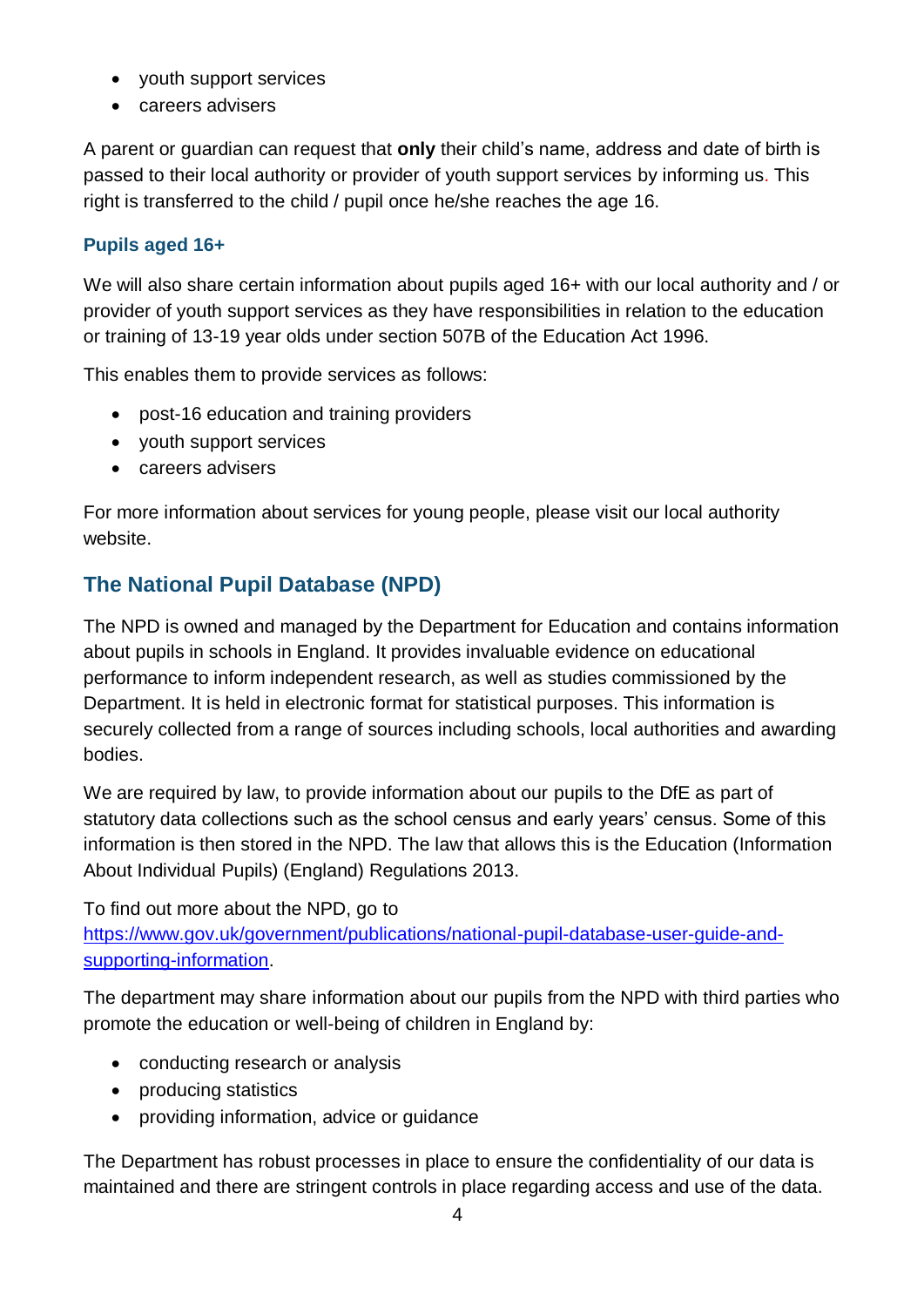- youth support services
- careers advisers

A parent or guardian can request that **only** their child's name, address and date of birth is passed to their local authority or provider of youth support services by informing us. This right is transferred to the child / pupil once he/she reaches the age 16.

### Pupils aged 16+

We will also share certain information about pupils aged 16+ with our local authority and / or provider of youth support services as they have responsibilities in relation to the education or training of 13-19 year olds under section 507B of the Education Act 1996.

This enables them to provide services as follows:

- post-16 education and training providers
- youth support services
- careers advisers

For more information about services for young people, please visit our local authority website.

## The National Pupil Database (NPD)

The NPD is owned and managed by the Department for Education and contains information about pupils in schools in England. It provides invaluable evidence on educational performance to inform independent research, as well as studies commissioned by the Department. It is held in electronic format for statistical purposes. This information is securely collected from a range of sources including schools, local authorities and awarding bodies.

We are required by law, to provide information about our pupils to the DfE as part of statutory data collections such as the school census and early years' census. Some of this information is then stored in the NPD. The law that allows this is the Education (Information About Individual Pupils) (England) Regulations 2013.

To find out more about the NPD, go to [https://www.gov.uk/government/publications/national-pupil-database-user-guide-and-supporting-information](https://www.gov.uk/government/publications/national-pupil-database-user-guide-and-supporting-information).

The department may share information about our pupils from the NPD with third parties who promote the education or well-being of children in England by:

- conducting research or analysis
- producing statistics
- providing information, advice or guidance

The Department has robust processes in place to ensure the confidentiality of our data is maintained and there are stringent controls in place regarding access and use of the data.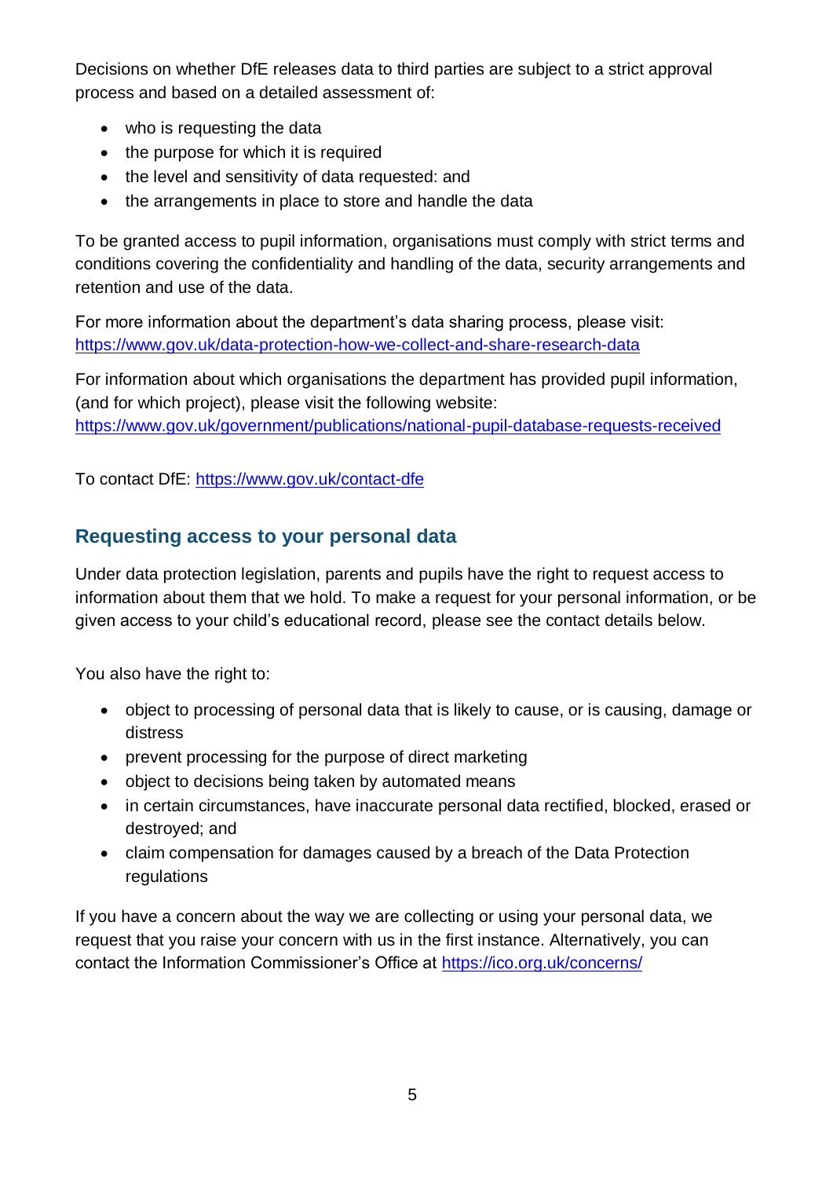Decisions on whether DfE releases data to third parties are subject to a strict approval process and based on a detailed assessment of:

- who is requesting the data
- the purpose for which it is required
- the level and sensitivity of data requested: and
- the arrangements in place to store and handle the data

To be granted access to pupil information, organisations must comply with strict terms and conditions covering the confidentiality and handling of the data, security arrangements and retention and use of the data.

For more information about the department's data sharing process, please visit: [https://www.gov.uk/data-protection-how-we-collect-and-share-research-data](https://www.gov.uk/data-protection-how-we-collect-and-share-research-data)

For information about which organisations the department has provided pupil information, (and for which project), please visit the following website: [https://www.gov.uk/government/publications/national-pupil-database-requests-received](https://www.gov.uk/government/publications/national-pupil-database-requests-received)

To contact DfE: [https://www.gov.uk/contact-dfe](https://www.gov.uk/contact-dfe)

## Requesting access to your personal data

Under data protection legislation, parents and pupils have the right to request access to information about them that we hold. To make a request for your personal information, or be given access to your child's educational record, please see the contact details below.

You also have the right to:

- object to processing of personal data that is likely to cause, or is causing, damage or distress
- prevent processing for the purpose of direct marketing
- object to decisions being taken by automated means
- in certain circumstances, have inaccurate personal data rectified, blocked, erased or destroyed; and
- claim compensation for damages caused by a breach of the Data Protection regulations

If you have a concern about the way we are collecting or using your personal data, we request that you raise your concern with us in the first instance. Alternatively, you can contact the Information Commissioner's Office at [https://ico.org.uk/concerns/](https://ico.org.uk/concerns/)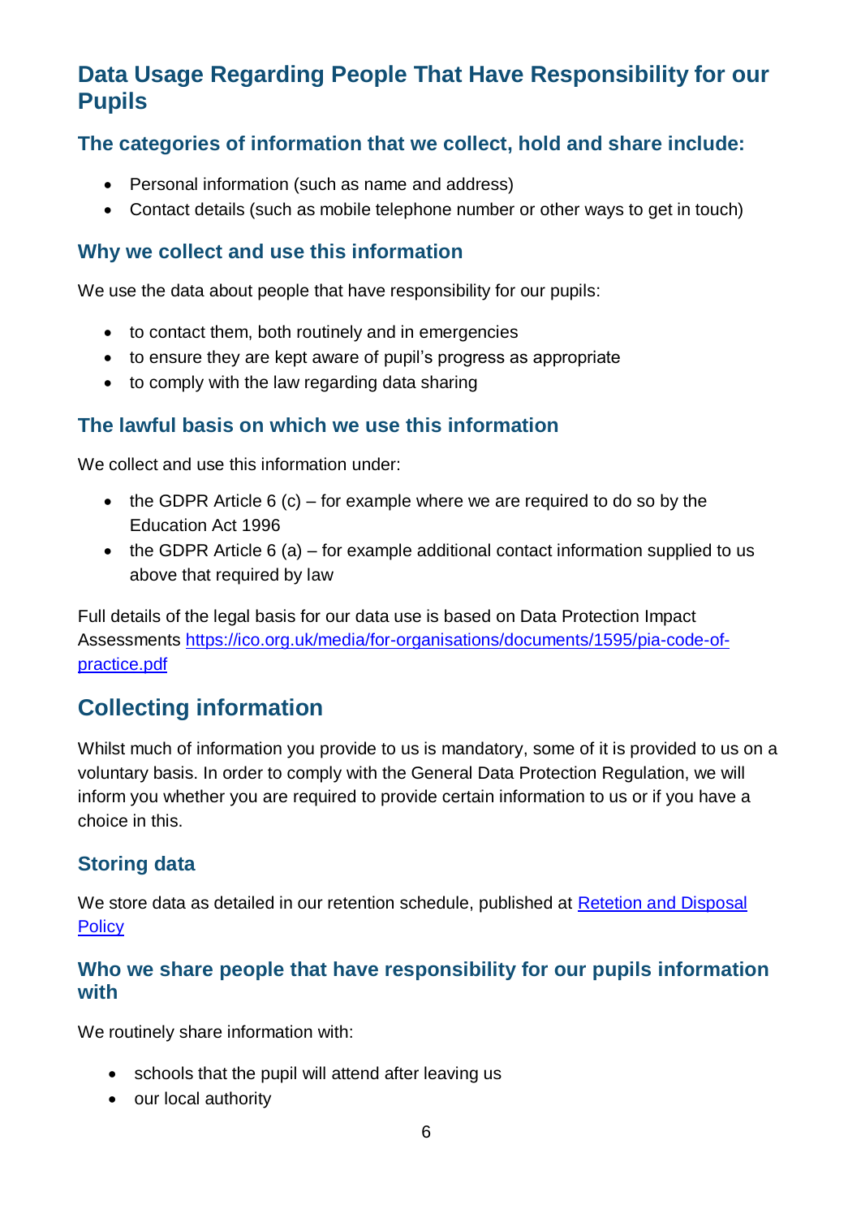## Data Usage Regarding People That Have Responsibility for our Pupils

### The categories of information that we collect, hold and share include:

- Personal information (such as name and address)
- Contact details (such as mobile telephone number or other ways to get in touch)

### Why we collect and use this information

We use the data about people that have responsibility for our pupils:

- to contact them, both routinely and in emergencies
- to ensure they are kept aware of pupil's progress as appropriate
- to comply with the law regarding data sharing

### The lawful basis on which we use this information

We collect and use this information under:

- the GDPR Article 6 (c) – for example where we are required to do so by the Education Act 1996
- the GDPR Article 6 (a) – for example additional contact information supplied to us above that required by law

Full details of the legal basis for our data use is based on Data Protection Impact Assessments [https://ico.org.uk/media/for-organisations/documents/1595/pia-code-of-practice.pdf](https://ico.org.uk/media/for-organisations/documents/1595/pia-code-of-practice.pdf)

## Collecting information

Whilst much of information you provide to us is mandatory, some of it is provided to us on a voluntary basis. In order to comply with the General Data Protection Regulation, we will inform you whether you are required to provide certain information to us or if you have a choice in this.

### Storing data

We store data as detailed in our retention schedule, published at Retetion and Disposal Policy

### Who we share people that have responsibility for our pupils information with

We routinely share information with:

- schools that the pupil will attend after leaving us
- our local authority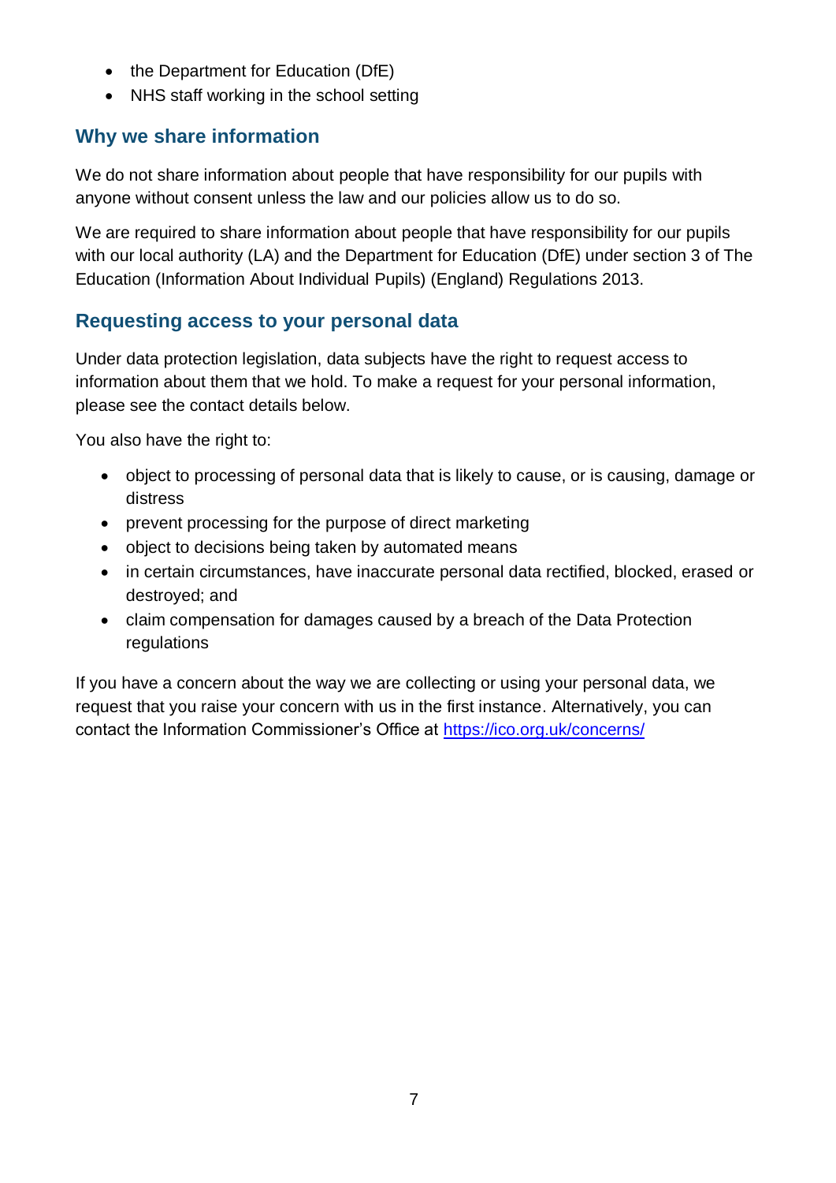- the Department for Education (DfE)
- NHS staff working in the school setting

## Why we share information

We do not share information about people that have responsibility for our pupils with anyone without consent unless the law and our policies allow us to do so.

We are required to share information about people that have responsibility for our pupils with our local authority (LA) and the Department for Education (DfE) under section 3 of The Education (Information About Individual Pupils) (England) Regulations 2013.

## Requesting access to your personal data

Under data protection legislation, data subjects have the right to request access to information about them that we hold. To make a request for your personal information, please see the contact details below.

You also have the right to:

- object to processing of personal data that is likely to cause, or is causing, damage or distress
- prevent processing for the purpose of direct marketing
- object to decisions being taken by automated means
- in certain circumstances, have inaccurate personal data rectified, blocked, erased or destroyed; and
- claim compensation for damages caused by a breach of the Data Protection regulations

If you have a concern about the way we are collecting or using your personal data, we request that you raise your concern with us in the first instance. Alternatively, you can contact the Information Commissioner's Office at [https://ico.org.uk/concerns/](https://ico.org.uk/concerns/)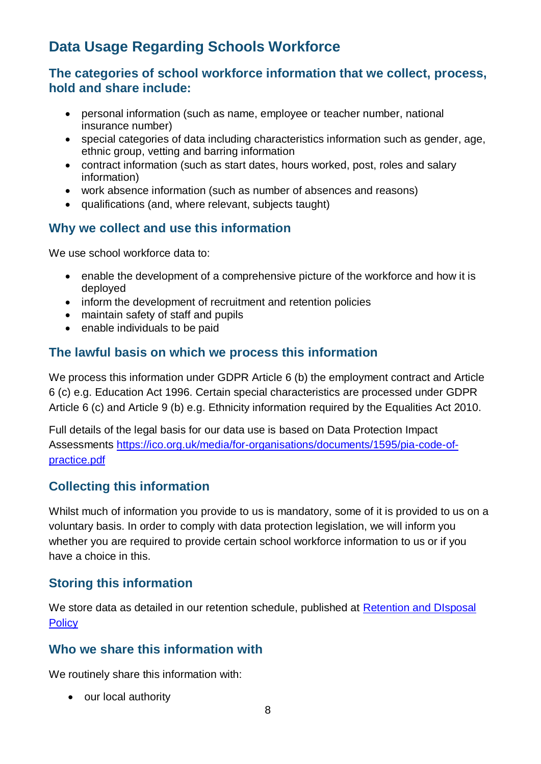## Data Usage Regarding Schools Workforce

### The categories of school workforce information that we collect, process, hold and share include:

- personal information (such as name, employee or teacher number, national insurance number)
- special categories of data including characteristics information such as gender, age, ethnic group, vetting and barring information
- contract information (such as start dates, hours worked, post, roles and salary information)
- work absence information (such as number of absences and reasons)
- qualifications (and, where relevant, subjects taught)

### Why we collect and use this information

We use school workforce data to:

- enable the development of a comprehensive picture of the workforce and how it is deployed
- inform the development of recruitment and retention policies
- maintain safety of staff and pupils
- enable individuals to be paid

### The lawful basis on which we process this information

We process this information under GDPR Article 6 (b) the employment contract and Article 6 (c) e.g. Education Act 1996. Certain special characteristics are processed under GDPR Article 6 (c) and Article 9 (b) e.g. Ethnicity information required by the Equalities Act 2010.

Full details of the legal basis for our data use is based on Data Protection Impact Assessments [https://ico.org.uk/media/for-organisations/documents/1595/pia-code-of-practice.pdf](https://ico.org.uk/media/for-organisations/documents/1595/pia-code-of-practice.pdf)

### Collecting this information

Whilst much of information you provide to us is mandatory, some of it is provided to us on a voluntary basis. In order to comply with data protection legislation, we will inform you whether you are required to provide certain school workforce information to us or if you have a choice in this.

### Storing this information

We store data as detailed in our retention schedule, published at Retention and DIsposal Policy

### Who we share this information with

We routinely share this information with:

- our local authority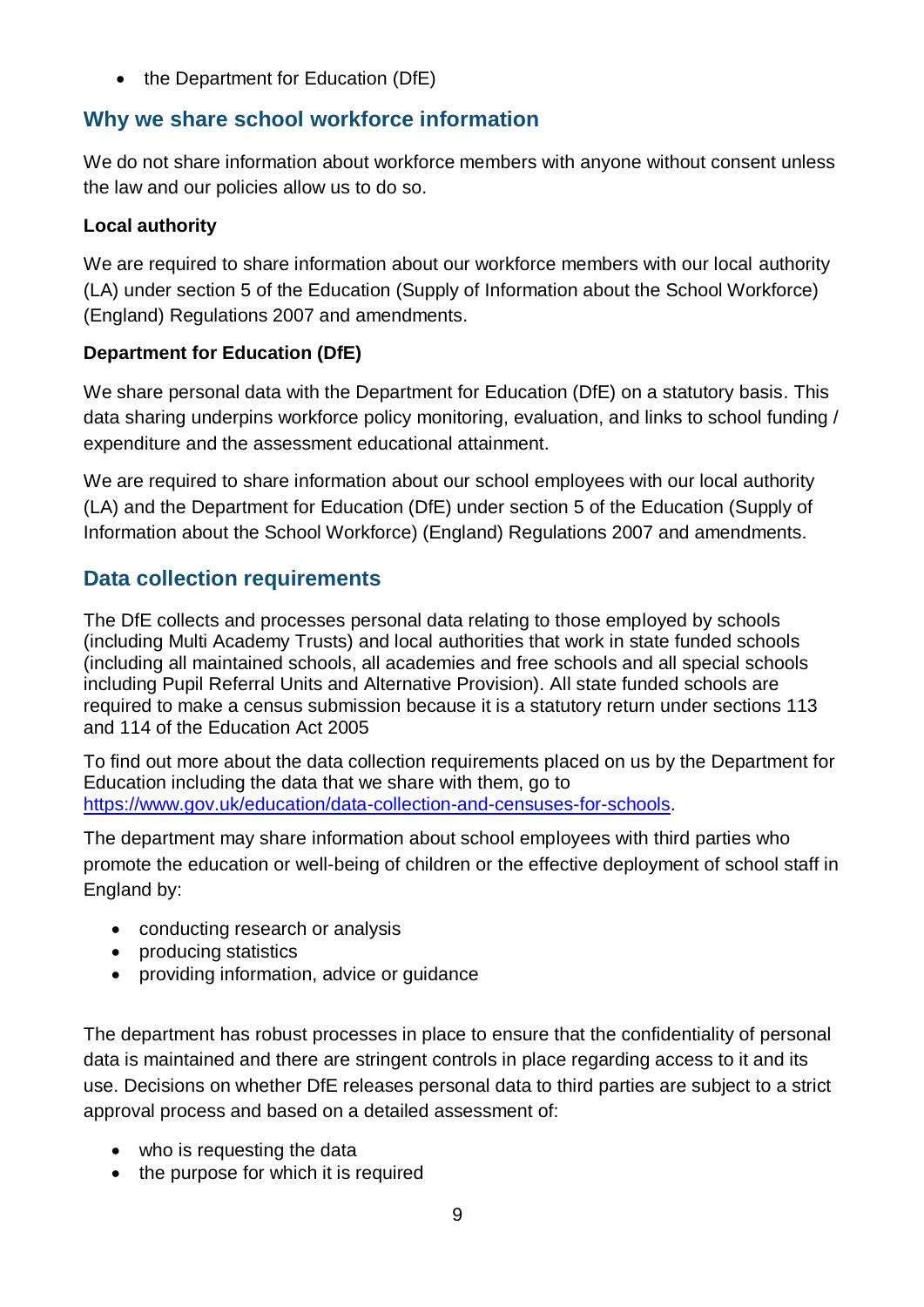- the Department for Education (DfE)

## Why we share school workforce information

We do not share information about workforce members with anyone without consent unless the law and our policies allow us to do so.

**Local authority**

We are required to share information about our workforce members with our local authority (LA) under section 5 of the Education (Supply of Information about the School Workforce) (England) Regulations 2007 and amendments.

**Department for Education (DfE)**

We share personal data with the Department for Education (DfE) on a statutory basis. This data sharing underpins workforce policy monitoring, evaluation, and links to school funding / expenditure and the assessment educational attainment.

We are required to share information about our school employees with our local authority (LA) and the Department for Education (DfE) under section 5 of the Education (Supply of Information about the School Workforce) (England) Regulations 2007 and amendments.

## Data collection requirements

The DfE collects and processes personal data relating to those employed by schools (including Multi Academy Trusts) and local authorities that work in state funded schools (including all maintained schools, all academies and free schools and all special schools including Pupil Referral Units and Alternative Provision). All state funded schools are required to make a census submission because it is a statutory return under sections 113 and 114 of the Education Act 2005

To find out more about the data collection requirements placed on us by the Department for Education including the data that we share with them, go to [https://www.gov.uk/education/data-collection-and-censuses-for-schools](https://www.gov.uk/education/data-collection-and-censuses-for-schools).

The department may share information about school employees with third parties who promote the education or well-being of children or the effective deployment of school staff in England by:

- conducting research or analysis
- producing statistics
- providing information, advice or guidance

The department has robust processes in place to ensure that the confidentiality of personal data is maintained and there are stringent controls in place regarding access to it and its use. Decisions on whether DfE releases personal data to third parties are subject to a strict approval process and based on a detailed assessment of:

- who is requesting the data
- the purpose for which it is required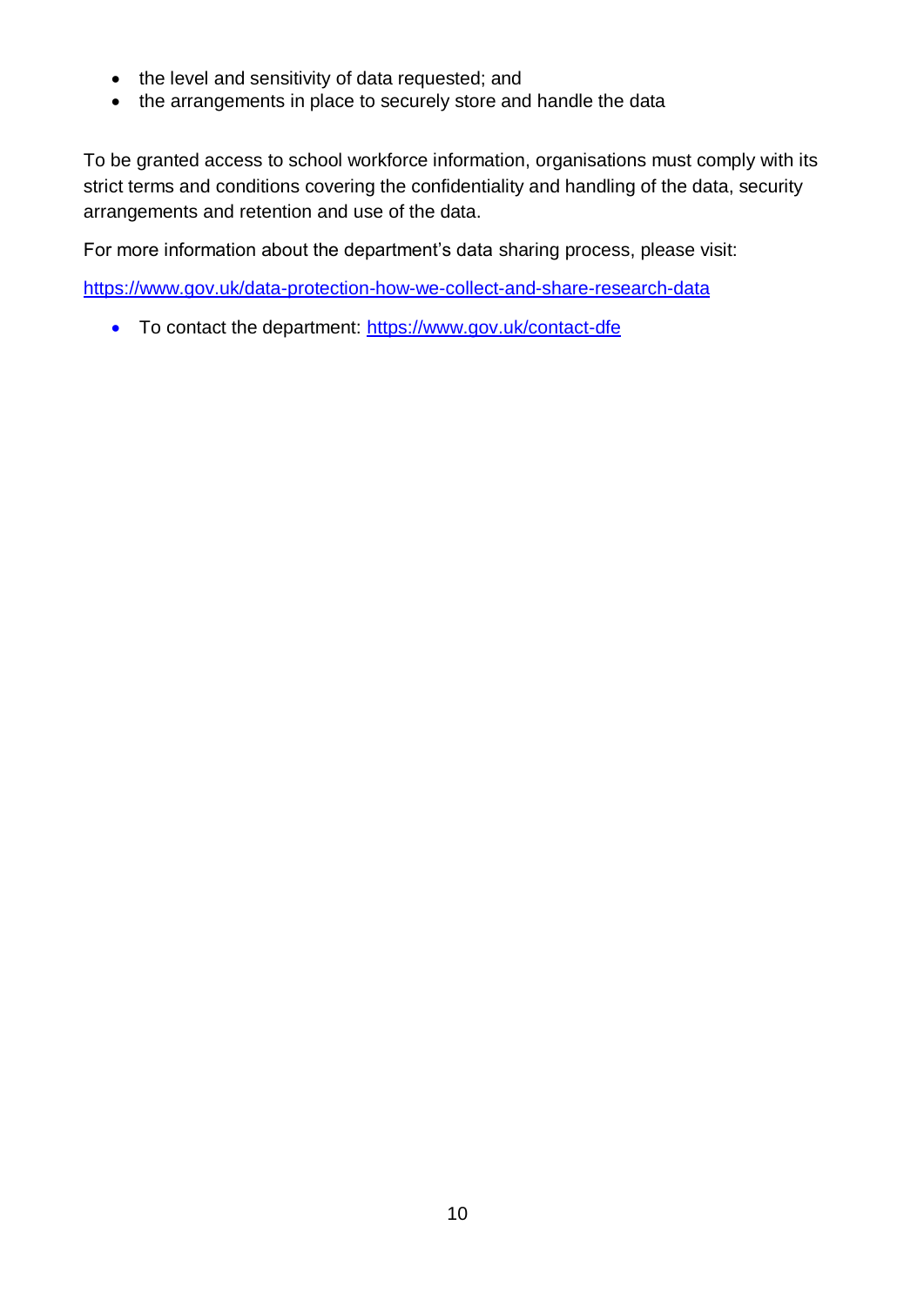- the level and sensitivity of data requested; and
- the arrangements in place to securely store and handle the data

To be granted access to school workforce information, organisations must comply with its strict terms and conditions covering the confidentiality and handling of the data, security arrangements and retention and use of the data.

For more information about the department's data sharing process, please visit:

https://www.gov.uk/data-protection-how-we-collect-and-share-research-data

- To contact the department: https://www.gov.uk/contact-dfe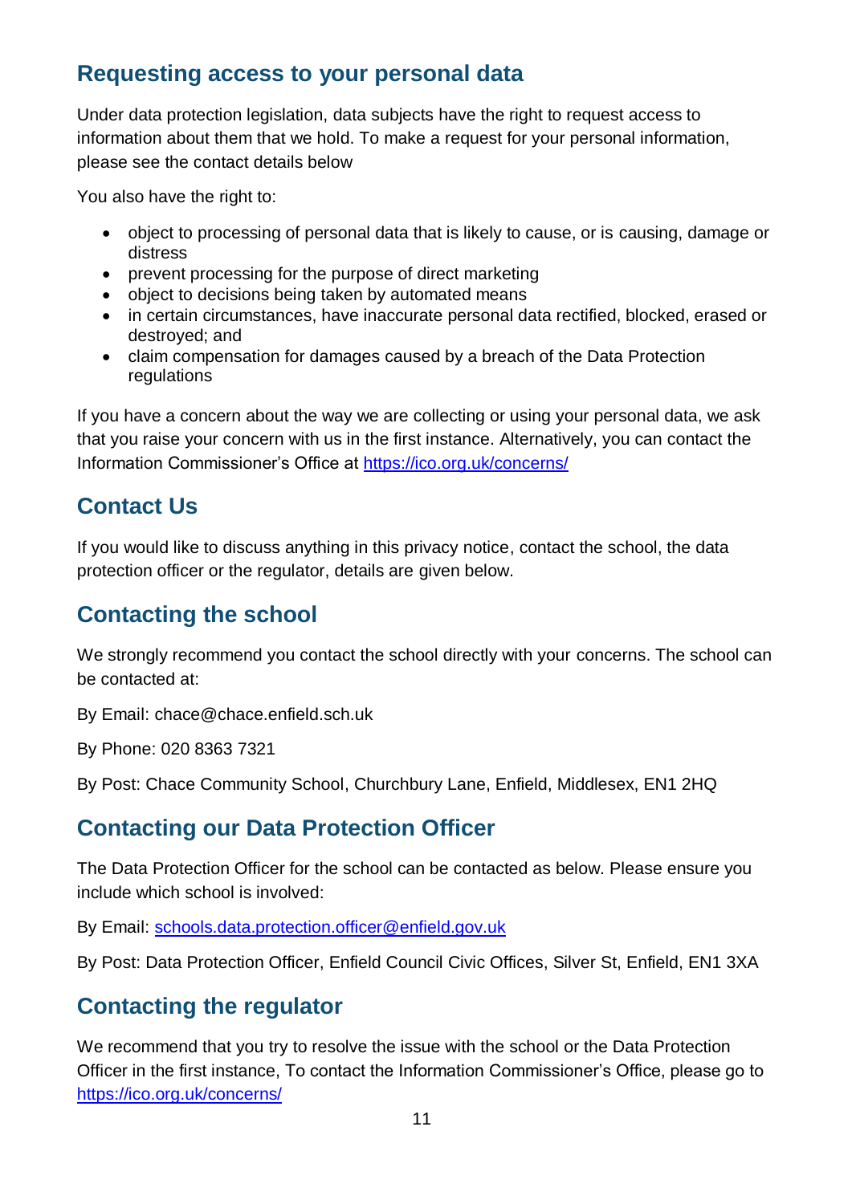## Requesting access to your personal data

Under data protection legislation, data subjects have the right to request access to information about them that we hold. To make a request for your personal information, please see the contact details below

You also have the right to:

- object to processing of personal data that is likely to cause, or is causing, damage or distress
- prevent processing for the purpose of direct marketing
- object to decisions being taken by automated means
- in certain circumstances, have inaccurate personal data rectified, blocked, erased or destroyed; and
- claim compensation for damages caused by a breach of the Data Protection regulations

If you have a concern about the way we are collecting or using your personal data, we ask that you raise your concern with us in the first instance. Alternatively, you can contact the Information Commissioner's Office at https://ico.org.uk/concerns/

## Contact Us

If you would like to discuss anything in this privacy notice, contact the school, the data protection officer or the regulator, details are given below.

## Contacting the school

We strongly recommend you contact the school directly with your concerns. The school can be contacted at:

By Email: chace@chace.enfield.sch.uk

By Phone: 020 8363 7321

By Post: Chace Community School, Churchbury Lane, Enfield, Middlesex, EN1 2HQ

## Contacting our Data Protection Officer

The Data Protection Officer for the school can be contacted as below. Please ensure you include which school is involved:

By Email: schools.data.protection.officer@enfield.gov.uk

By Post: Data Protection Officer, Enfield Council Civic Offices, Silver St, Enfield, EN1 3XA

## Contacting the regulator

We recommend that you try to resolve the issue with the school or the Data Protection Officer in the first instance, To contact the Information Commissioner's Office, please go to https://ico.org.uk/concerns/